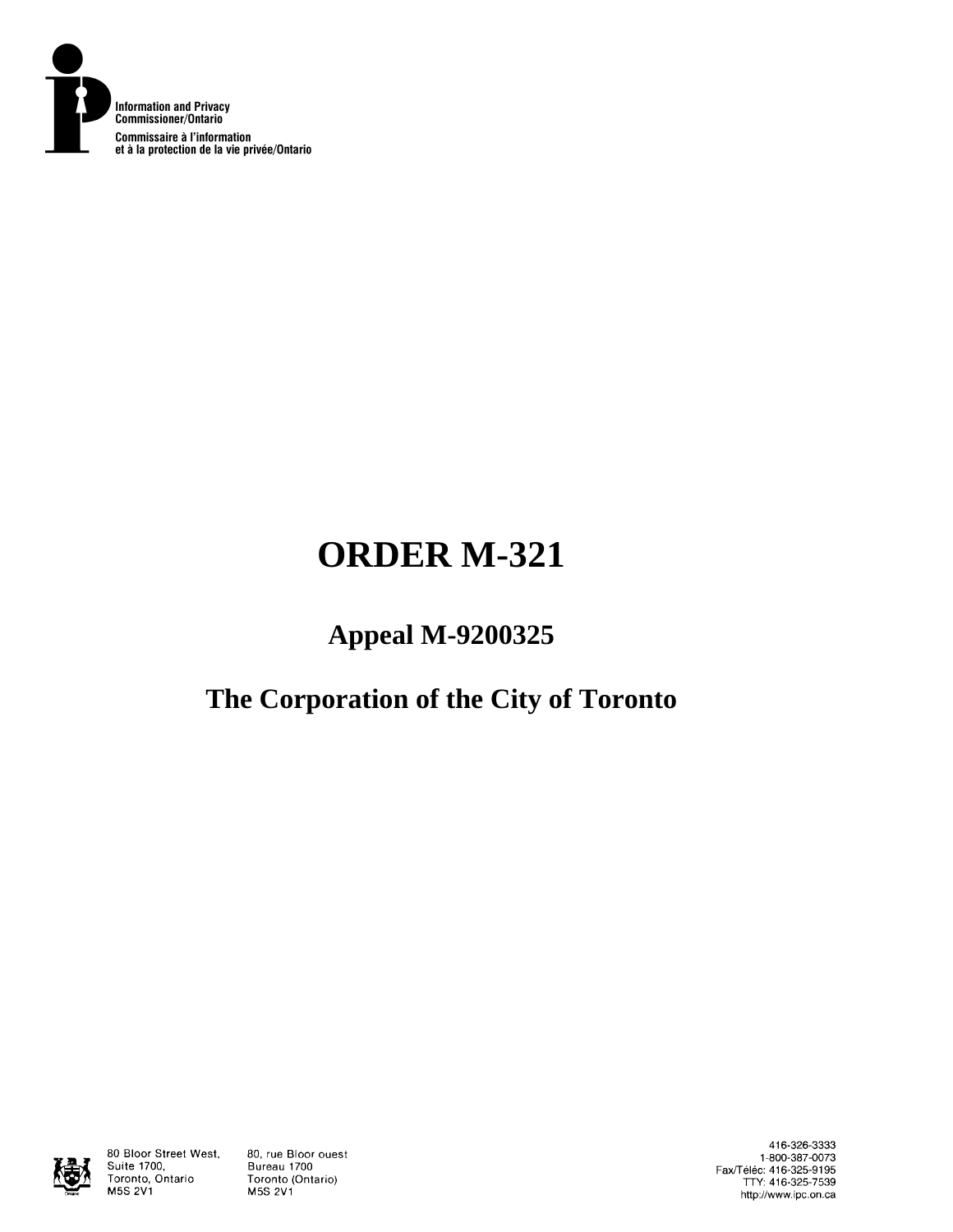Information and Privacy Commissioner/Ontario

Commissaire à l'information et à la protection de la vie privée/Ontario

# ORDER M-321

## Appeal M-9200325

## The Corporation of the City of Toronto

80 Bloor Street West, Suite 1700, Toronto, Ontario M5S 2V1

80, rue Bloor ouest Bureau 1700 Toronto (Ontario) M5S 2V1

416-326-3333
1-800-387-0073
Fax/Téléc: 416-325-9195
TTY: 416-325-7539
http://www.ipc.on.ca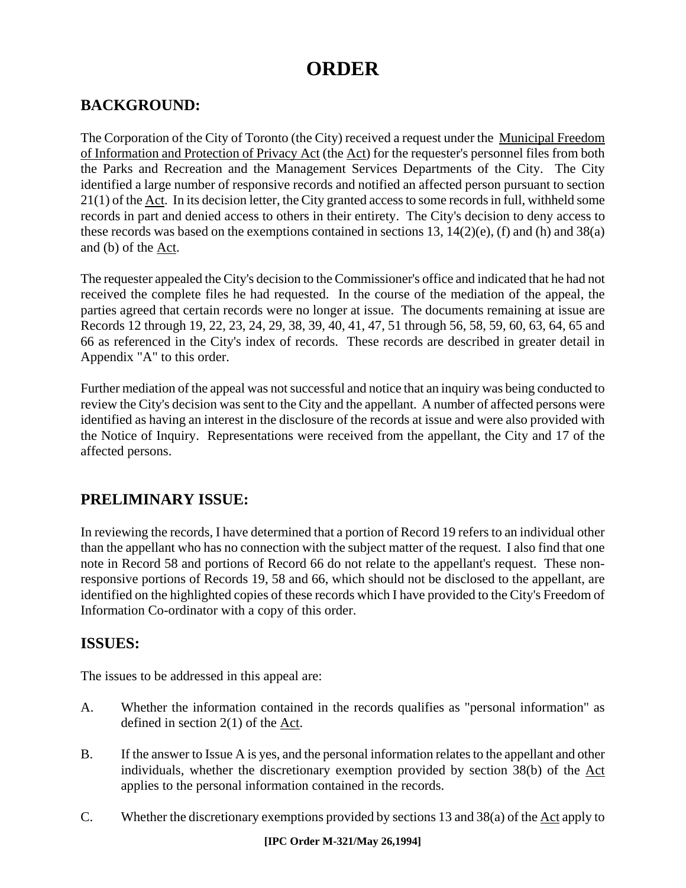# ORDER

## BACKGROUND:

The Corporation of the City of Toronto (the City) received a request under the Municipal Freedom of Information and Protection of Privacy Act (the Act) for the requester's personnel files from both the Parks and Recreation and the Management Services Departments of the City. The City identified a large number of responsive records and notified an affected person pursuant to section 21(1) of the Act. In its decision letter, the City granted access to some records in full, withheld some records in part and denied access to others in their entirety. The City's decision to deny access to these records was based on the exemptions contained in sections 13, 14(2)(e), (f) and (h) and 38(a) and (b) of the Act.

The requester appealed the City's decision to the Commissioner's office and indicated that he had not received the complete files he had requested. In the course of the mediation of the appeal, the parties agreed that certain records were no longer at issue. The documents remaining at issue are Records 12 through 19, 22, 23, 24, 29, 38, 39, 40, 41, 47, 51 through 56, 58, 59, 60, 63, 64, 65 and 66 as referenced in the City's index of records. These records are described in greater detail in Appendix "A" to this order.

Further mediation of the appeal was not successful and notice that an inquiry was being conducted to review the City's decision was sent to the City and the appellant. A number of affected persons were identified as having an interest in the disclosure of the records at issue and were also provided with the Notice of Inquiry. Representations were received from the appellant, the City and 17 of the affected persons.

## PRELIMINARY ISSUE:

In reviewing the records, I have determined that a portion of Record 19 refers to an individual other than the appellant who has no connection with the subject matter of the request. I also find that one note in Record 58 and portions of Record 66 do not relate to the appellant's request. These non-responsive portions of Records 19, 58 and 66, which should not be disclosed to the appellant, are identified on the highlighted copies of these records which I have provided to the City's Freedom of Information Co-ordinator with a copy of this order.

## ISSUES:

The issues to be addressed in this appeal are:

A. Whether the information contained in the records qualifies as "personal information" as defined in section 2(1) of the Act.

B. If the answer to Issue A is yes, and the personal information relates to the appellant and other individuals, whether the discretionary exemption provided by section 38(b) of the Act applies to the personal information contained in the records.

C. Whether the discretionary exemptions provided by sections 13 and 38(a) of the Act apply to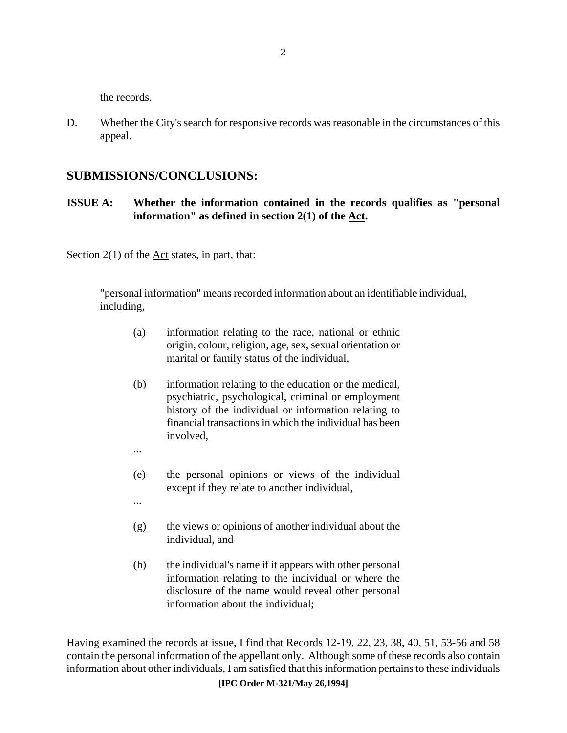the records.

D. Whether the City's search for responsive records was reasonable in the circumstances of this appeal.

## SUBMISSIONS/CONCLUSIONS:

### ISSUE A: Whether the information contained in the records qualifies as "personal information" as defined in section 2(1) of the Act.

Section 2(1) of the Act states, in part, that:

> "personal information" means recorded information about an identifiable individual, including,
>
> (a) information relating to the race, national or ethnic origin, colour, religion, age, sex, sexual orientation or marital or family status of the individual,
>
> (b) information relating to the education or the medical, psychiatric, psychological, criminal or employment history of the individual or information relating to financial transactions in which the individual has been involved,
>
> ...
>
> (e) the personal opinions or views of the individual except if they relate to another individual,
>
> ...
>
> (g) the views or opinions of another individual about the individual, and
>
> (h) the individual's name if it appears with other personal information relating to the individual or where the disclosure of the name would reveal other personal information about the individual;

Having examined the records at issue, I find that Records 12-19, 22, 23, 38, 40, 51, 53-56 and 58 contain the personal information of the appellant only. Although some of these records also contain information about other individuals, I am satisfied that this information pertains to these individuals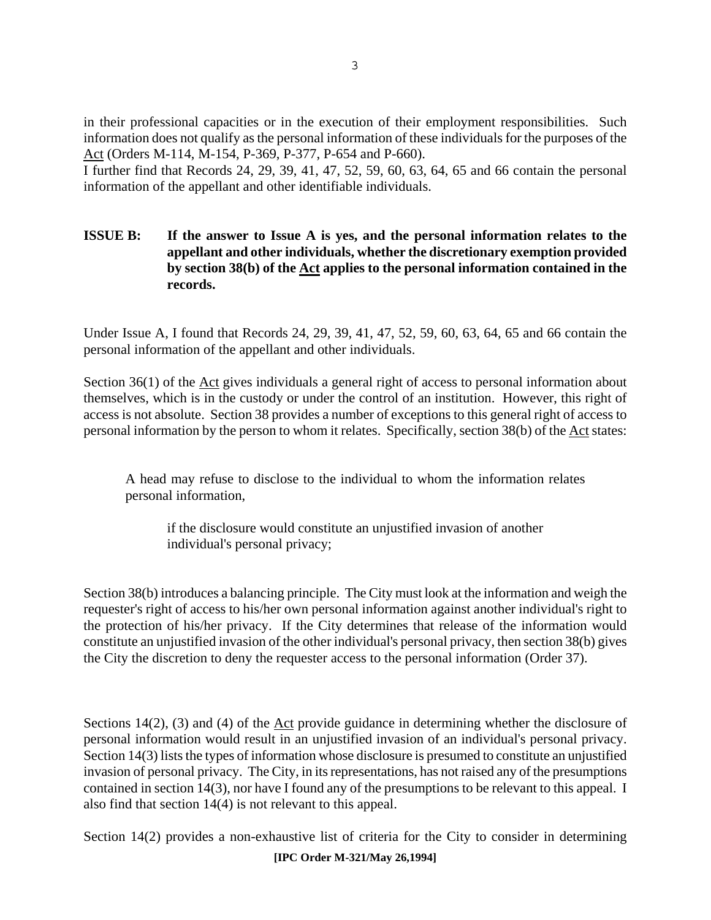in their professional capacities or in the execution of their employment responsibilities. Such information does not qualify as the personal information of these individuals for the purposes of the Act (Orders M-114, M-154, P-369, P-377, P-654 and P-660).

I further find that Records 24, 29, 39, 41, 47, 52, 59, 60, 63, 64, 65 and 66 contain the personal information of the appellant and other identifiable individuals.

**ISSUE B: If the answer to Issue A is yes, and the personal information relates to the appellant and other individuals, whether the discretionary exemption provided by section 38(b) of the Act applies to the personal information contained in the records.**

Under Issue A, I found that Records 24, 29, 39, 41, 47, 52, 59, 60, 63, 64, 65 and 66 contain the personal information of the appellant and other individuals.

Section 36(1) of the Act gives individuals a general right of access to personal information about themselves, which is in the custody or under the control of an institution. However, this right of access is not absolute. Section 38 provides a number of exceptions to this general right of access to personal information by the person to whom it relates. Specifically, section 38(b) of the Act states:

> A head may refuse to disclose to the individual to whom the information relates personal information,
>
> > if the disclosure would constitute an unjustified invasion of another individual's personal privacy;

Section 38(b) introduces a balancing principle. The City must look at the information and weigh the requester's right of access to his/her own personal information against another individual's right to the protection of his/her privacy. If the City determines that release of the information would constitute an unjustified invasion of the other individual's personal privacy, then section 38(b) gives the City the discretion to deny the requester access to the personal information (Order 37).

Sections 14(2), (3) and (4) of the Act provide guidance in determining whether the disclosure of personal information would result in an unjustified invasion of an individual's personal privacy. Section 14(3) lists the types of information whose disclosure is presumed to constitute an unjustified invasion of personal privacy. The City, in its representations, has not raised any of the presumptions contained in section 14(3), nor have I found any of the presumptions to be relevant to this appeal. I also find that section 14(4) is not relevant to this appeal.

Section 14(2) provides a non-exhaustive list of criteria for the City to consider in determining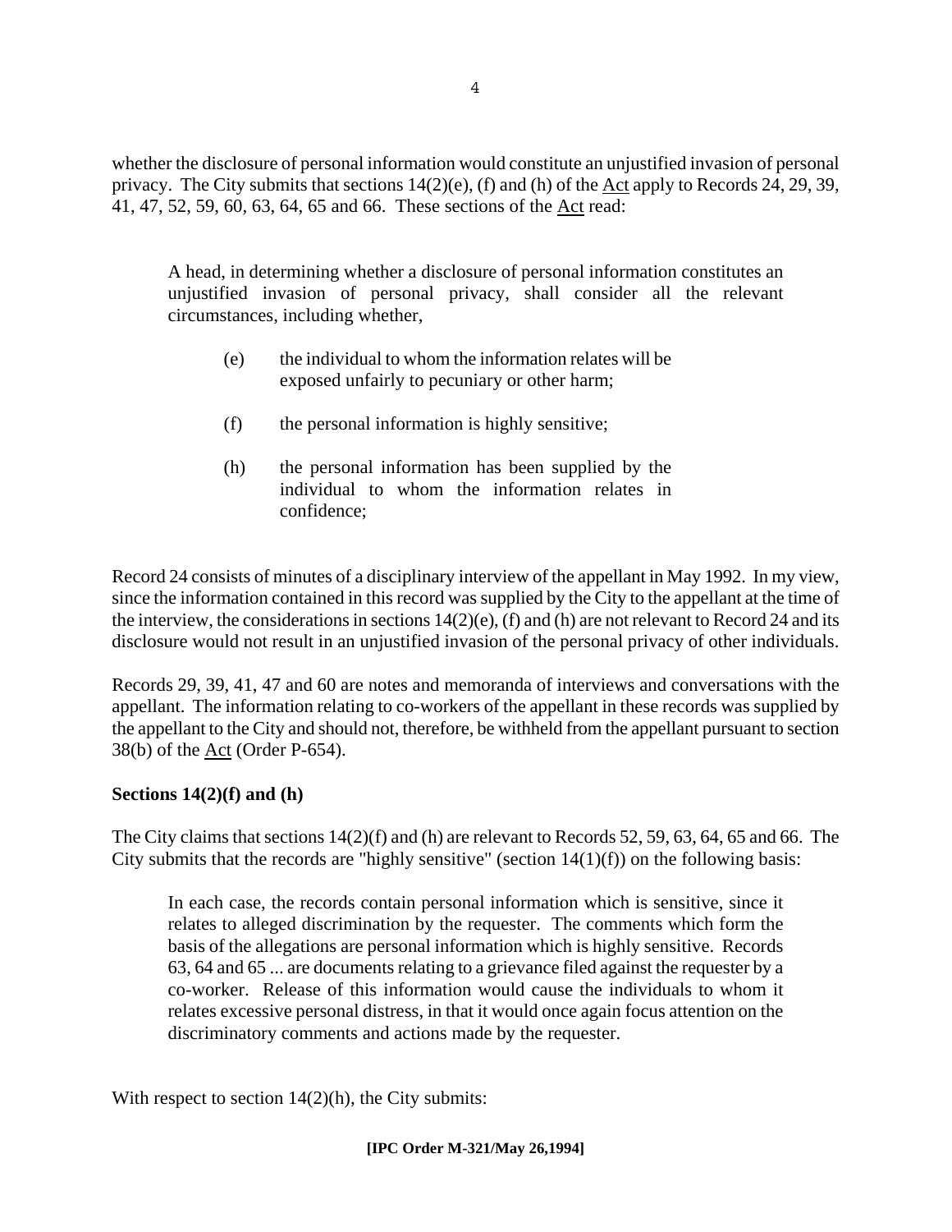whether the disclosure of personal information would constitute an unjustified invasion of personal privacy. The City submits that sections 14(2)(e), (f) and (h) of the Act apply to Records 24, 29, 39, 41, 47, 52, 59, 60, 63, 64, 65 and 66. These sections of the Act read:

> A head, in determining whether a disclosure of personal information constitutes an unjustified invasion of personal privacy, shall consider all the relevant circumstances, including whether,
>
> (e) the individual to whom the information relates will be exposed unfairly to pecuniary or other harm;
>
> (f) the personal information is highly sensitive;
>
> (h) the personal information has been supplied by the individual to whom the information relates in confidence;

Record 24 consists of minutes of a disciplinary interview of the appellant in May 1992. In my view, since the information contained in this record was supplied by the City to the appellant at the time of the interview, the considerations in sections 14(2)(e), (f) and (h) are not relevant to Record 24 and its disclosure would not result in an unjustified invasion of the personal privacy of other individuals.

Records 29, 39, 41, 47 and 60 are notes and memoranda of interviews and conversations with the appellant. The information relating to co-workers of the appellant in these records was supplied by the appellant to the City and should not, therefore, be withheld from the appellant pursuant to section 38(b) of the Act (Order P-654).

**Sections 14(2)(f) and (h)**

The City claims that sections 14(2)(f) and (h) are relevant to Records 52, 59, 63, 64, 65 and 66. The City submits that the records are "highly sensitive" (section 14(1)(f)) on the following basis:

> In each case, the records contain personal information which is sensitive, since it relates to alleged discrimination by the requester. The comments which form the basis of the allegations are personal information which is highly sensitive. Records 63, 64 and 65 ... are documents relating to a grievance filed against the requester by a co-worker. Release of this information would cause the individuals to whom it relates excessive personal distress, in that it would once again focus attention on the discriminatory comments and actions made by the requester.

With respect to section 14(2)(h), the City submits: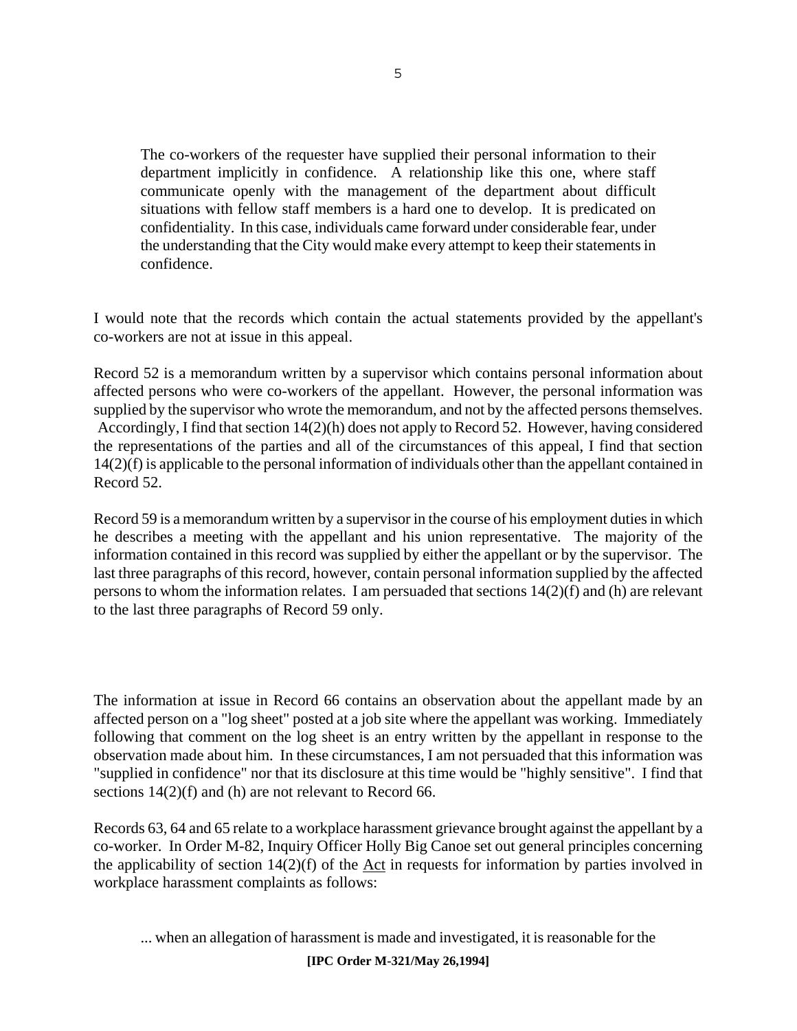> The co-workers of the requester have supplied their personal information to their department implicitly in confidence. A relationship like this one, where staff communicate openly with the management of the department about difficult situations with fellow staff members is a hard one to develop. It is predicated on confidentiality. In this case, individuals came forward under considerable fear, under the understanding that the City would make every attempt to keep their statements in confidence.

I would note that the records which contain the actual statements provided by the appellant's co-workers are not at issue in this appeal.

Record 52 is a memorandum written by a supervisor which contains personal information about affected persons who were co-workers of the appellant. However, the personal information was supplied by the supervisor who wrote the memorandum, and not by the affected persons themselves. Accordingly, I find that section 14(2)(h) does not apply to Record 52. However, having considered the representations of the parties and all of the circumstances of this appeal, I find that section 14(2)(f) is applicable to the personal information of individuals other than the appellant contained in Record 52.

Record 59 is a memorandum written by a supervisor in the course of his employment duties in which he describes a meeting with the appellant and his union representative. The majority of the information contained in this record was supplied by either the appellant or by the supervisor. The last three paragraphs of this record, however, contain personal information supplied by the affected persons to whom the information relates. I am persuaded that sections 14(2)(f) and (h) are relevant to the last three paragraphs of Record 59 only.

The information at issue in Record 66 contains an observation about the appellant made by an affected person on a "log sheet" posted at a job site where the appellant was working. Immediately following that comment on the log sheet is an entry written by the appellant in response to the observation made about him. In these circumstances, I am not persuaded that this information was "supplied in confidence" nor that its disclosure at this time would be "highly sensitive". I find that sections 14(2)(f) and (h) are not relevant to Record 66.

Records 63, 64 and 65 relate to a workplace harassment grievance brought against the appellant by a co-worker. In Order M-82, Inquiry Officer Holly Big Canoe set out general principles concerning the applicability of section 14(2)(f) of the Act in requests for information by parties involved in workplace harassment complaints as follows:

> ... when an allegation of harassment is made and investigated, it is reasonable for the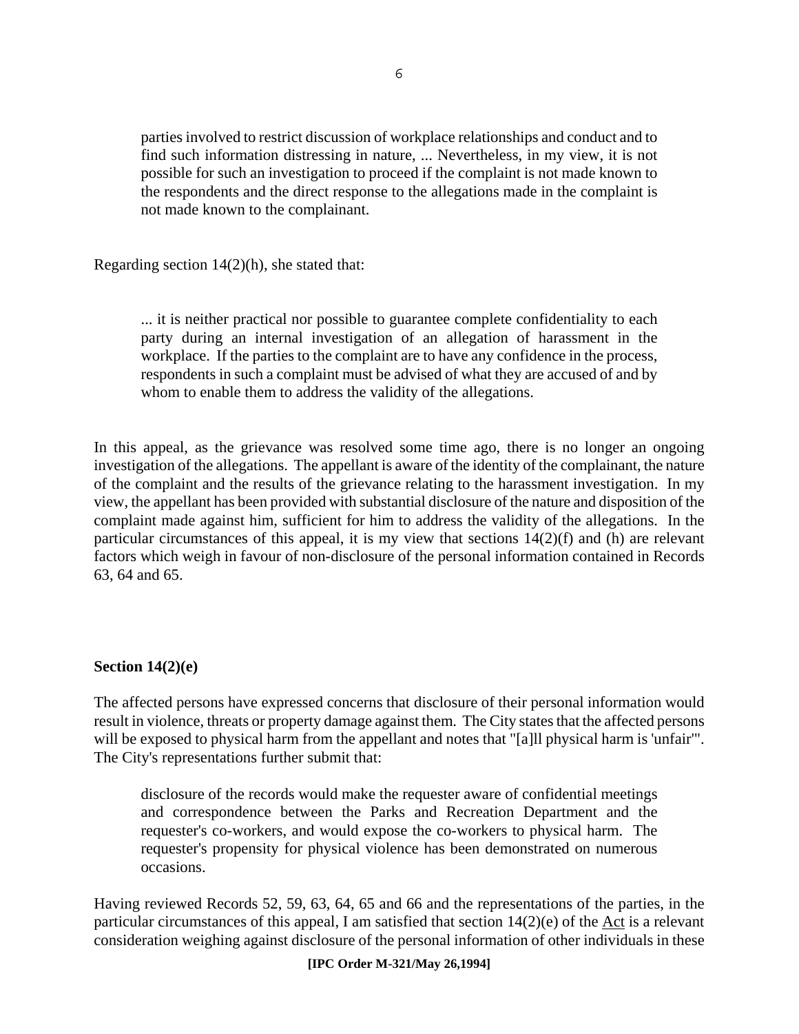> parties involved to restrict discussion of workplace relationships and conduct and to find such information distressing in nature, ... Nevertheless, in my view, it is not possible for such an investigation to proceed if the complaint is not made known to the respondents and the direct response to the allegations made in the complaint is not made known to the complainant.

Regarding section 14(2)(h), she stated that:

> ... it is neither practical nor possible to guarantee complete confidentiality to each party during an internal investigation of an allegation of harassment in the workplace. If the parties to the complaint are to have any confidence in the process, respondents in such a complaint must be advised of what they are accused of and by whom to enable them to address the validity of the allegations.

In this appeal, as the grievance was resolved some time ago, there is no longer an ongoing investigation of the allegations. The appellant is aware of the identity of the complainant, the nature of the complaint and the results of the grievance relating to the harassment investigation. In my view, the appellant has been provided with substantial disclosure of the nature and disposition of the complaint made against him, sufficient for him to address the validity of the allegations. In the particular circumstances of this appeal, it is my view that sections 14(2)(f) and (h) are relevant factors which weigh in favour of non-disclosure of the personal information contained in Records 63, 64 and 65.

**Section 14(2)(e)**

The affected persons have expressed concerns that disclosure of their personal information would result in violence, threats or property damage against them. The City states that the affected persons will be exposed to physical harm from the appellant and notes that "[a]ll physical harm is 'unfair'". The City's representations further submit that:

> disclosure of the records would make the requester aware of confidential meetings and correspondence between the Parks and Recreation Department and the requester's co-workers, and would expose the co-workers to physical harm. The requester's propensity for physical violence has been demonstrated on numerous occasions.

Having reviewed Records 52, 59, 63, 64, 65 and 66 and the representations of the parties, in the particular circumstances of this appeal, I am satisfied that section 14(2)(e) of the Act is a relevant consideration weighing against disclosure of the personal information of other individuals in these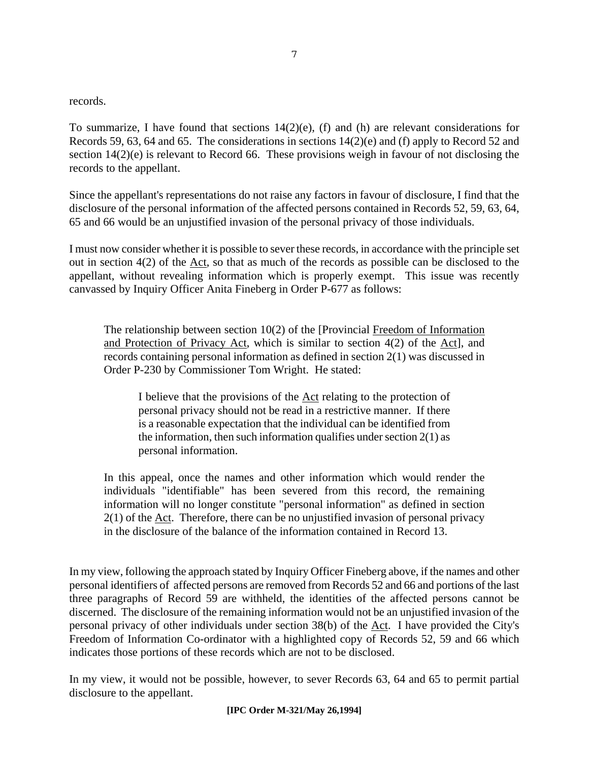records.

To summarize, I have found that sections 14(2)(e), (f) and (h) are relevant considerations for Records 59, 63, 64 and 65. The considerations in sections 14(2)(e) and (f) apply to Record 52 and section 14(2)(e) is relevant to Record 66. These provisions weigh in favour of not disclosing the records to the appellant.

Since the appellant's representations do not raise any factors in favour of disclosure, I find that the disclosure of the personal information of the affected persons contained in Records 52, 59, 63, 64, 65 and 66 would be an unjustified invasion of the personal privacy of those individuals.

I must now consider whether it is possible to sever these records, in accordance with the principle set out in section 4(2) of the Act, so that as much of the records as possible can be disclosed to the appellant, without revealing information which is properly exempt. This issue was recently canvassed by Inquiry Officer Anita Fineberg in Order P-677 as follows:

> The relationship between section 10(2) of the [Provincial Freedom of Information and Protection of Privacy Act, which is similar to section 4(2) of the Act], and records containing personal information as defined in section 2(1) was discussed in Order P-230 by Commissioner Tom Wright. He stated:
>
>> I believe that the provisions of the Act relating to the protection of personal privacy should not be read in a restrictive manner. If there is a reasonable expectation that the individual can be identified from the information, then such information qualifies under section 2(1) as personal information.
>
> In this appeal, once the names and other information which would render the individuals "identifiable" has been severed from this record, the remaining information will no longer constitute "personal information" as defined in section 2(1) of the Act. Therefore, there can be no unjustified invasion of personal privacy in the disclosure of the balance of the information contained in Record 13.

In my view, following the approach stated by Inquiry Officer Fineberg above, if the names and other personal identifiers of affected persons are removed from Records 52 and 66 and portions of the last three paragraphs of Record 59 are withheld, the identities of the affected persons cannot be discerned. The disclosure of the remaining information would not be an unjustified invasion of the personal privacy of other individuals under section 38(b) of the Act. I have provided the City's Freedom of Information Co-ordinator with a highlighted copy of Records 52, 59 and 66 which indicates those portions of these records which are not to be disclosed.

In my view, it would not be possible, however, to sever Records 63, 64 and 65 to permit partial disclosure to the appellant.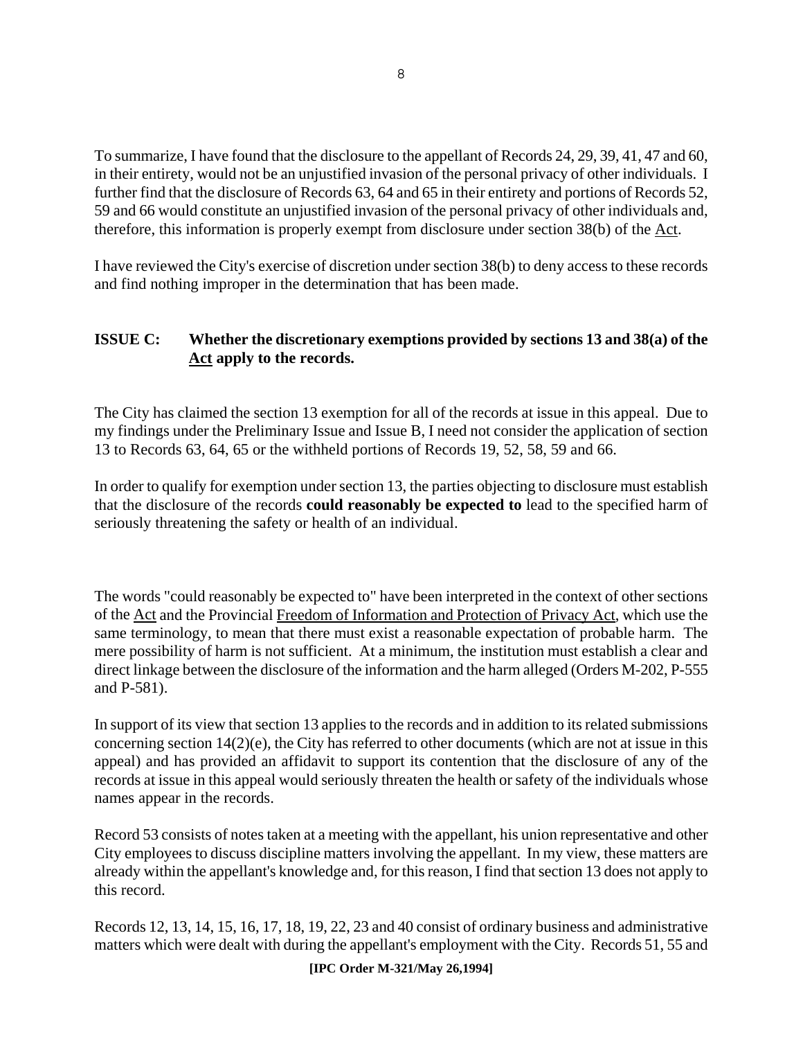To summarize, I have found that the disclosure to the appellant of Records 24, 29, 39, 41, 47 and 60, in their entirety, would not be an unjustified invasion of the personal privacy of other individuals. I further find that the disclosure of Records 63, 64 and 65 in their entirety and portions of Records 52, 59 and 66 would constitute an unjustified invasion of the personal privacy of other individuals and, therefore, this information is properly exempt from disclosure under section 38(b) of the Act.

I have reviewed the City's exercise of discretion under section 38(b) to deny access to these records and find nothing improper in the determination that has been made.

## ISSUE C: Whether the discretionary exemptions provided by sections 13 and 38(a) of the Act apply to the records.

The City has claimed the section 13 exemption for all of the records at issue in this appeal. Due to my findings under the Preliminary Issue and Issue B, I need not consider the application of section 13 to Records 63, 64, 65 or the withheld portions of Records 19, 52, 58, 59 and 66.

In order to qualify for exemption under section 13, the parties objecting to disclosure must establish that the disclosure of the records **could reasonably be expected to** lead to the specified harm of seriously threatening the safety or health of an individual.

The words "could reasonably be expected to" have been interpreted in the context of other sections of the Act and the Provincial Freedom of Information and Protection of Privacy Act, which use the same terminology, to mean that there must exist a reasonable expectation of probable harm. The mere possibility of harm is not sufficient. At a minimum, the institution must establish a clear and direct linkage between the disclosure of the information and the harm alleged (Orders M-202, P-555 and P-581).

In support of its view that section 13 applies to the records and in addition to its related submissions concerning section 14(2)(e), the City has referred to other documents (which are not at issue in this appeal) and has provided an affidavit to support its contention that the disclosure of any of the records at issue in this appeal would seriously threaten the health or safety of the individuals whose names appear in the records.

Record 53 consists of notes taken at a meeting with the appellant, his union representative and other City employees to discuss discipline matters involving the appellant. In my view, these matters are already within the appellant's knowledge and, for this reason, I find that section 13 does not apply to this record.

Records 12, 13, 14, 15, 16, 17, 18, 19, 22, 23 and 40 consist of ordinary business and administrative matters which were dealt with during the appellant's employment with the City. Records 51, 55 and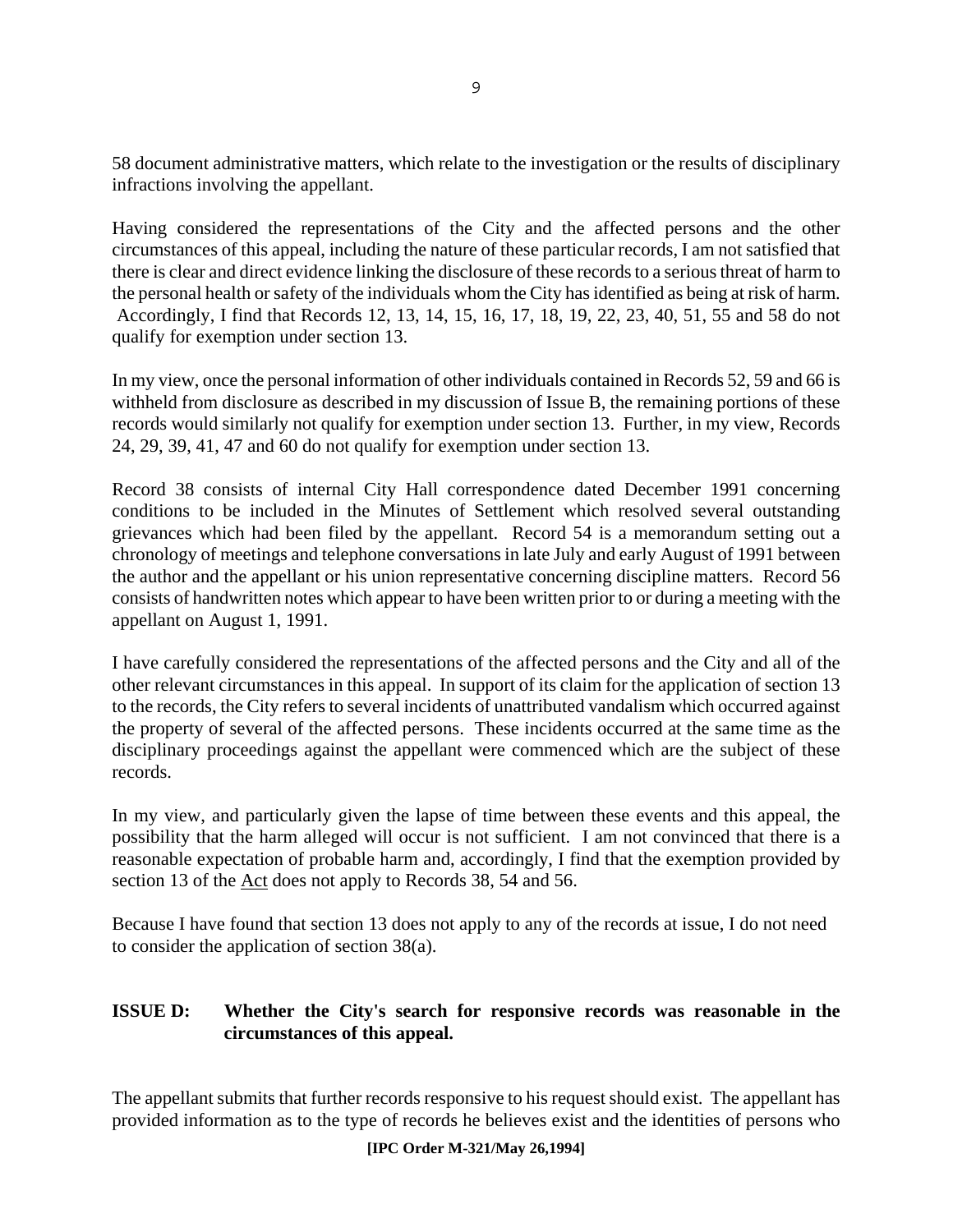58 document administrative matters, which relate to the investigation or the results of disciplinary infractions involving the appellant.

Having considered the representations of the City and the affected persons and the other circumstances of this appeal, including the nature of these particular records, I am not satisfied that there is clear and direct evidence linking the disclosure of these records to a serious threat of harm to the personal health or safety of the individuals whom the City has identified as being at risk of harm. Accordingly, I find that Records 12, 13, 14, 15, 16, 17, 18, 19, 22, 23, 40, 51, 55 and 58 do not qualify for exemption under section 13.

In my view, once the personal information of other individuals contained in Records 52, 59 and 66 is withheld from disclosure as described in my discussion of Issue B, the remaining portions of these records would similarly not qualify for exemption under section 13. Further, in my view, Records 24, 29, 39, 41, 47 and 60 do not qualify for exemption under section 13.

Record 38 consists of internal City Hall correspondence dated December 1991 concerning conditions to be included in the Minutes of Settlement which resolved several outstanding grievances which had been filed by the appellant. Record 54 is a memorandum setting out a chronology of meetings and telephone conversations in late July and early August of 1991 between the author and the appellant or his union representative concerning discipline matters. Record 56 consists of handwritten notes which appear to have been written prior to or during a meeting with the appellant on August 1, 1991.

I have carefully considered the representations of the affected persons and the City and all of the other relevant circumstances in this appeal. In support of its claim for the application of section 13 to the records, the City refers to several incidents of unattributed vandalism which occurred against the property of several of the affected persons. These incidents occurred at the same time as the disciplinary proceedings against the appellant were commenced which are the subject of these records.

In my view, and particularly given the lapse of time between these events and this appeal, the possibility that the harm alleged will occur is not sufficient. I am not convinced that there is a reasonable expectation of probable harm and, accordingly, I find that the exemption provided by section 13 of the Act does not apply to Records 38, 54 and 56.

Because I have found that section 13 does not apply to any of the records at issue, I do not need to consider the application of section 38(a).

## ISSUE D: Whether the City's search for responsive records was reasonable in the circumstances of this appeal.

The appellant submits that further records responsive to his request should exist. The appellant has provided information as to the type of records he believes exist and the identities of persons who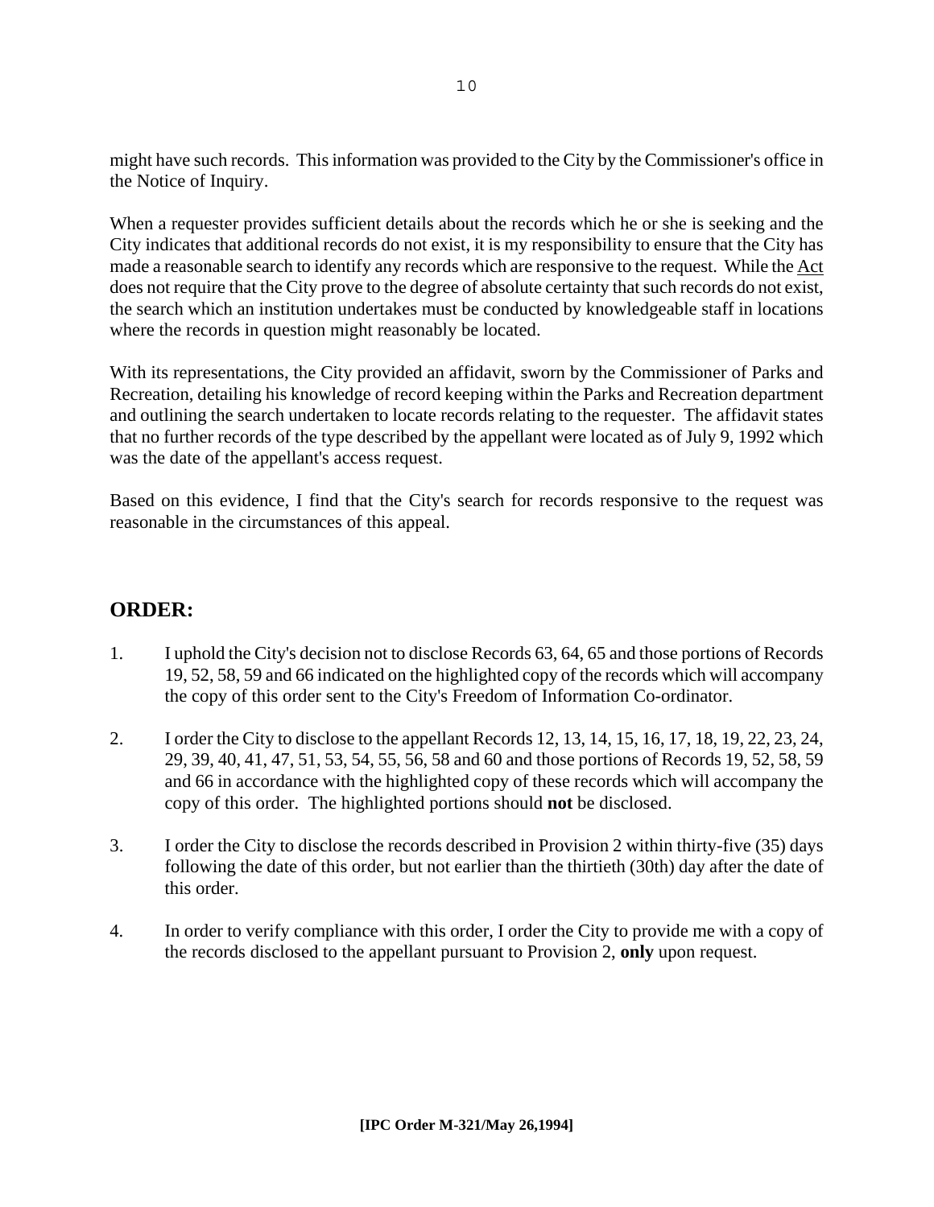might have such records. This information was provided to the City by the Commissioner's office in the Notice of Inquiry.

When a requester provides sufficient details about the records which he or she is seeking and the City indicates that additional records do not exist, it is my responsibility to ensure that the City has made a reasonable search to identify any records which are responsive to the request. While the Act does not require that the City prove to the degree of absolute certainty that such records do not exist, the search which an institution undertakes must be conducted by knowledgeable staff in locations where the records in question might reasonably be located.

With its representations, the City provided an affidavit, sworn by the Commissioner of Parks and Recreation, detailing his knowledge of record keeping within the Parks and Recreation department and outlining the search undertaken to locate records relating to the requester. The affidavit states that no further records of the type described by the appellant were located as of July 9, 1992 which was the date of the appellant's access request.

Based on this evidence, I find that the City's search for records responsive to the request was reasonable in the circumstances of this appeal.

## ORDER:

1. I uphold the City's decision not to disclose Records 63, 64, 65 and those portions of Records 19, 52, 58, 59 and 66 indicated on the highlighted copy of the records which will accompany the copy of this order sent to the City's Freedom of Information Co-ordinator.

2. I order the City to disclose to the appellant Records 12, 13, 14, 15, 16, 17, 18, 19, 22, 23, 24, 29, 39, 40, 41, 47, 51, 53, 54, 55, 56, 58 and 60 and those portions of Records 19, 52, 58, 59 and 66 in accordance with the highlighted copy of these records which will accompany the copy of this order. The highlighted portions should **not** be disclosed.

3. I order the City to disclose the records described in Provision 2 within thirty-five (35) days following the date of this order, but not earlier than the thirtieth (30th) day after the date of this order.

4. In order to verify compliance with this order, I order the City to provide me with a copy of the records disclosed to the appellant pursuant to Provision 2, **only** upon request.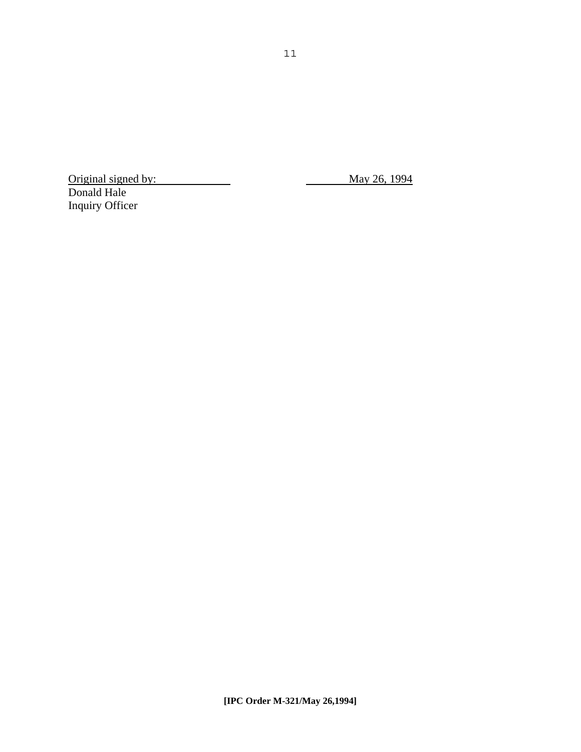Original signed by: May 26, 1994
Donald Hale
Inquiry Officer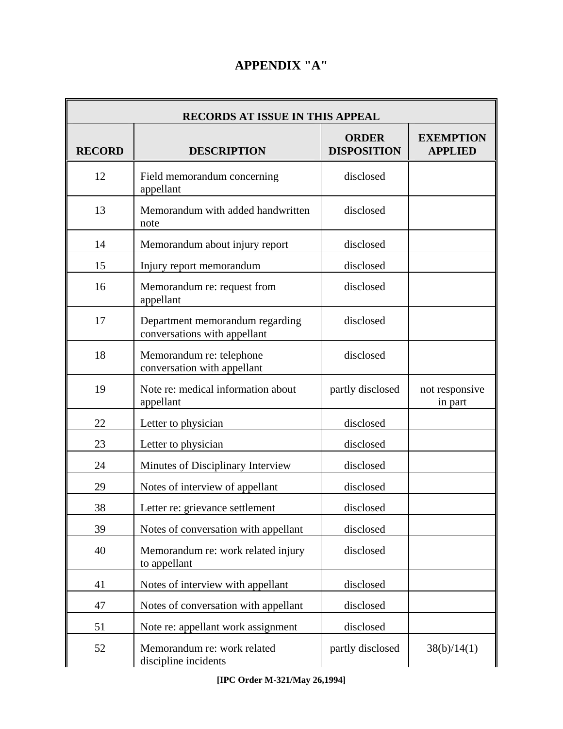# APPENDIX "A"

| RECORDS AT ISSUE IN THIS APPEAL | | | |
|---|---|---|---|
| RECORD | DESCRIPTION | ORDER DISPOSITION | EXEMPTION APPLIED |
| 12 | Field memorandum concerning appellant | disclosed | |
| 13 | Memorandum with added handwritten note | disclosed | |
| 14 | Memorandum about injury report | disclosed | |
| 15 | Injury report memorandum | disclosed | |
| 16 | Memorandum re: request from appellant | disclosed | |
| 17 | Department memorandum regarding conversations with appellant | disclosed | |
| 18 | Memorandum re: telephone conversation with appellant | disclosed | |
| 19 | Note re: medical information about appellant | partly disclosed | not responsive in part |
| 22 | Letter to physician | disclosed | |
| 23 | Letter to physician | disclosed | |
| 24 | Minutes of Disciplinary Interview | disclosed | |
| 29 | Notes of interview of appellant | disclosed | |
| 38 | Letter re: grievance settlement | disclosed | |
| 39 | Notes of conversation with appellant | disclosed | |
| 40 | Memorandum re: work related injury to appellant | disclosed | |
| 41 | Notes of interview with appellant | disclosed | |
| 47 | Notes of conversation with appellant | disclosed | |
| 51 | Note re: appellant work assignment | disclosed | |
| 52 | Memorandum re: work related discipline incidents | partly disclosed | 38(b)/14(1) |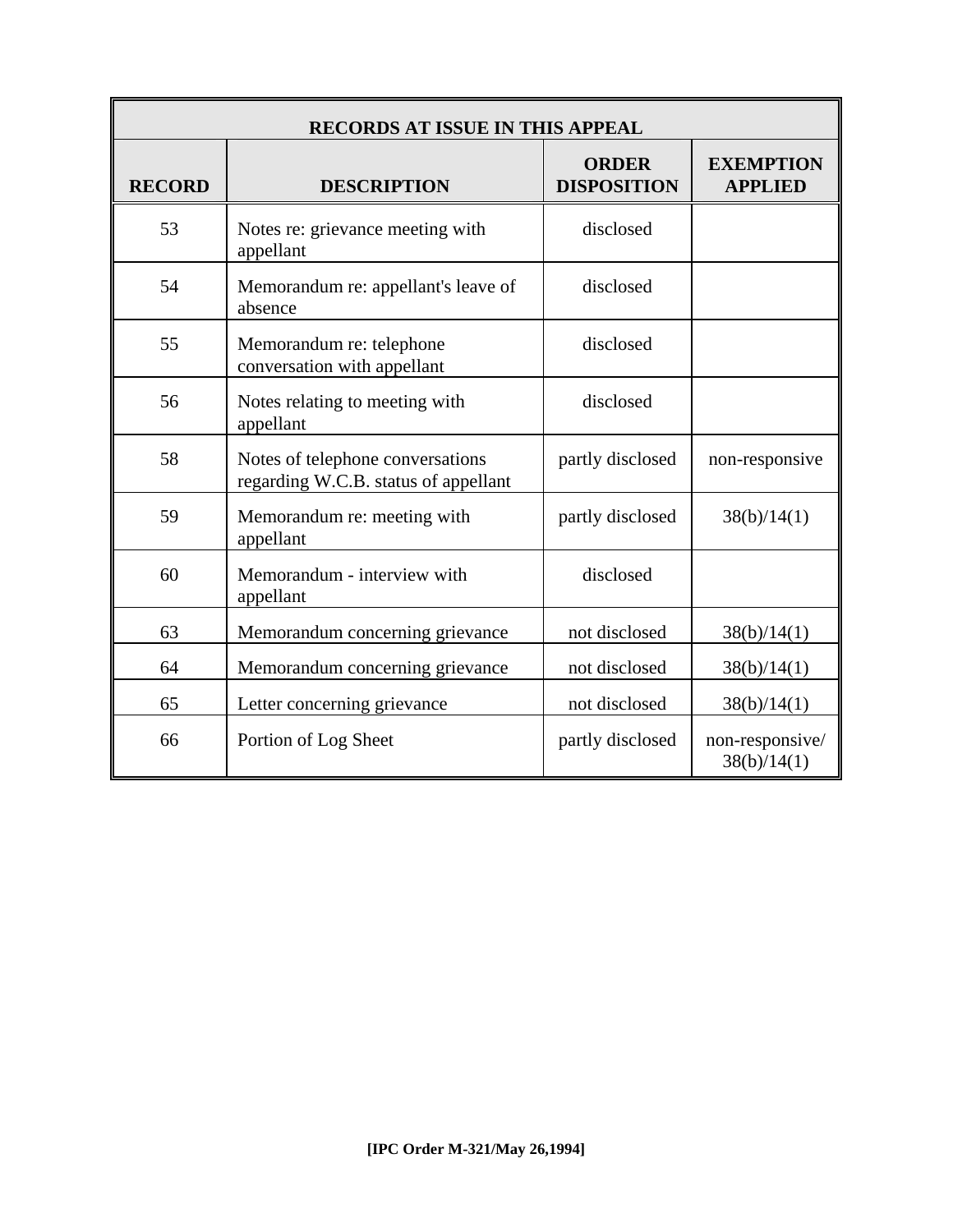| RECORDS AT ISSUE IN THIS APPEAL | | | |
|---|---|---|---|
| **RECORD** | **DESCRIPTION** | **ORDER DISPOSITION** | **EXEMPTION APPLIED** |
| 53 | Notes re: grievance meeting with appellant | disclosed | |
| 54 | Memorandum re: appellant's leave of absence | disclosed | |
| 55 | Memorandum re: telephone conversation with appellant | disclosed | |
| 56 | Notes relating to meeting with appellant | disclosed | |
| 58 | Notes of telephone conversations regarding W.C.B. status of appellant | partly disclosed | non-responsive |
| 59 | Memorandum re: meeting with appellant | partly disclosed | 38(b)/14(1) |
| 60 | Memorandum - interview with appellant | disclosed | |
| 63 | Memorandum concerning grievance | not disclosed | 38(b)/14(1) |
| 64 | Memorandum concerning grievance | not disclosed | 38(b)/14(1) |
| 65 | Letter concerning grievance | not disclosed | 38(b)/14(1) |
| 66 | Portion of Log Sheet | partly disclosed | non-responsive/ 38(b)/14(1) |